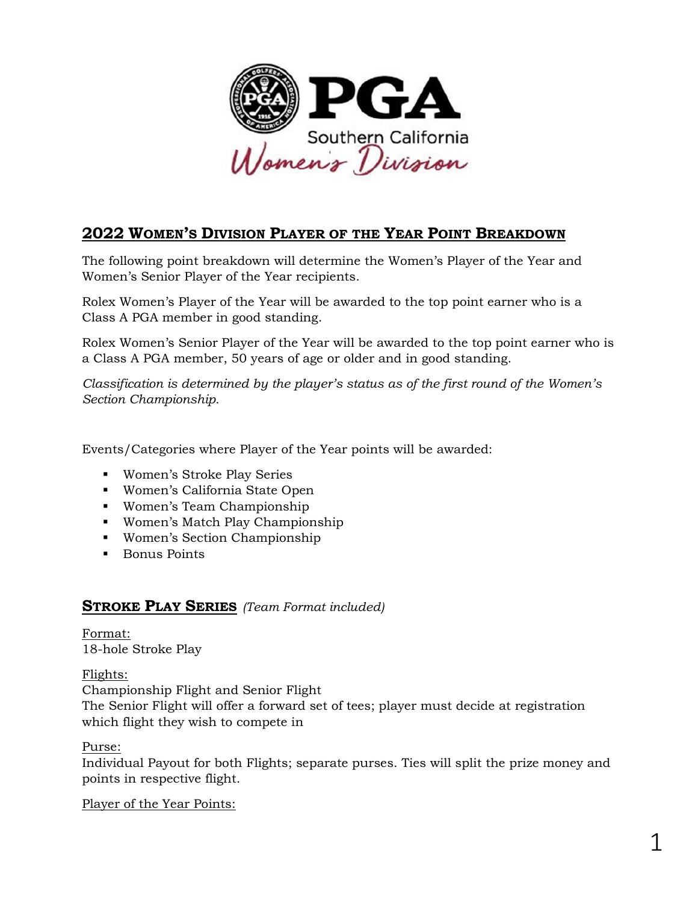# 2022 Women's Division Player of the Year Point Breakdown

The following point breakdown will determine the Women's Player of the Year and Women's Senior Player of the Year recipients.

Rolex Women's Player of the Year will be awarded to the top point earner who is a Class A PGA member in good standing.

Rolex Women's Senior Player of the Year will be awarded to the top point earner who is a Class A PGA member, 50 years of age or older and in good standing.

*Classification is determined by the player's status as of the first round of the Women's Section Championship.*

Events/Categories where Player of the Year points will be awarded:

- Women's Stroke Play Series
- Women's California State Open
- Women's Team Championship
- Women's Match Play Championship
- Women's Section Championship
- Bonus Points

## Stroke Play Series *(Team Format included)*

Format:
18-hole Stroke Play

Flights:
Championship Flight and Senior Flight
The Senior Flight will offer a forward set of tees; player must decide at registration which flight they wish to compete in

Purse:
Individual Payout for both Flights; separate purses. Ties will split the prize money and points in respective flight.

Player of the Year Points: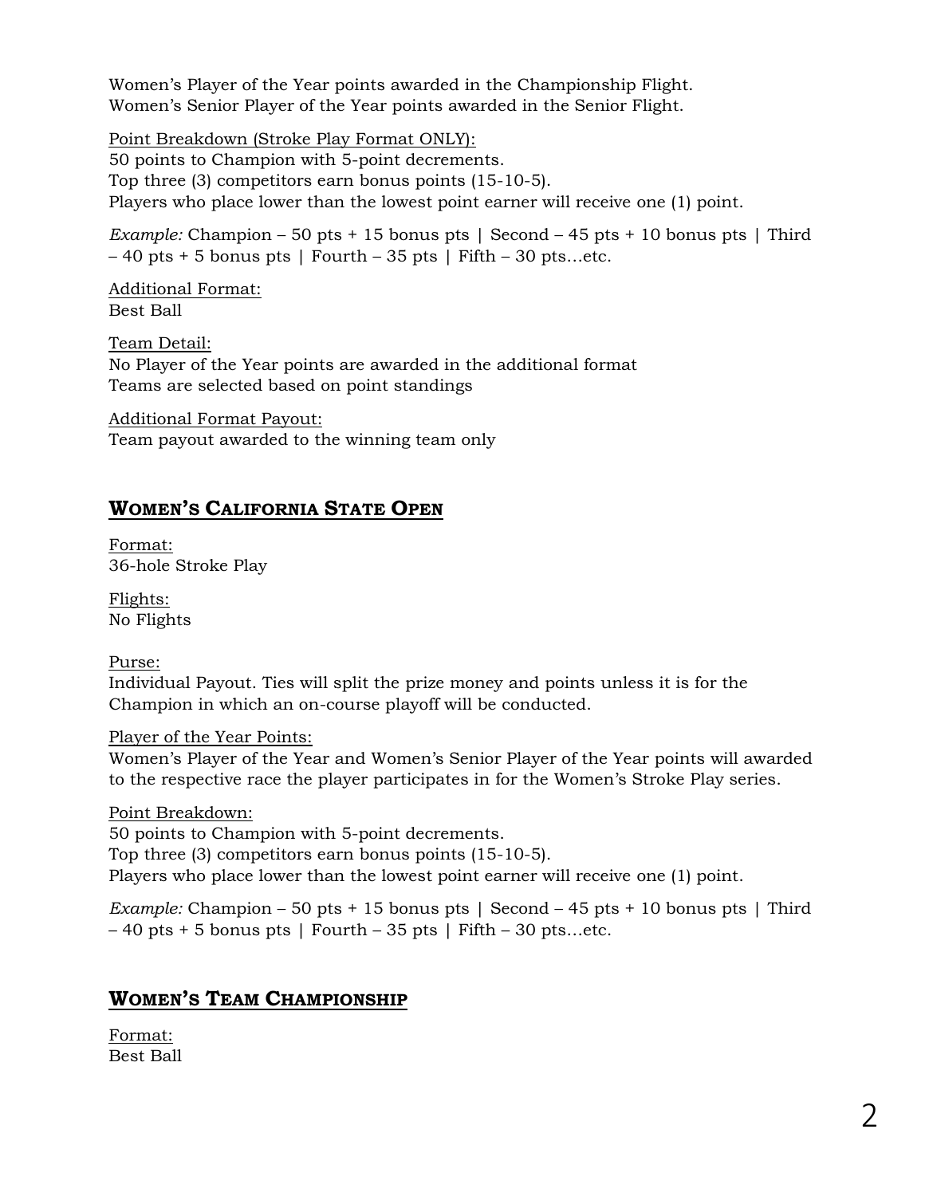Women's Player of the Year points awarded in the Championship Flight.
Women's Senior Player of the Year points awarded in the Senior Flight.

Point Breakdown (Stroke Play Format ONLY):
50 points to Champion with 5-point decrements.
Top three (3) competitors earn bonus points (15-10-5).
Players who place lower than the lowest point earner will receive one (1) point.

*Example:* Champion – 50 pts + 15 bonus pts | Second – 45 pts + 10 bonus pts | Third – 40 pts + 5 bonus pts | Fourth – 35 pts | Fifth – 30 pts…etc.

Additional Format:
Best Ball

Team Detail:
No Player of the Year points are awarded in the additional format
Teams are selected based on point standings

Additional Format Payout:
Team payout awarded to the winning team only

## WOMEN'S CALIFORNIA STATE OPEN

Format:
36-hole Stroke Play

Flights:
No Flights

Purse:
Individual Payout. Ties will split the prize money and points unless it is for the Champion in which an on-course playoff will be conducted.

Player of the Year Points:
Women's Player of the Year and Women's Senior Player of the Year points will awarded to the respective race the player participates in for the Women's Stroke Play series.

Point Breakdown:
50 points to Champion with 5-point decrements.
Top three (3) competitors earn bonus points (15-10-5).
Players who place lower than the lowest point earner will receive one (1) point.

*Example:* Champion – 50 pts + 15 bonus pts | Second – 45 pts + 10 bonus pts | Third – 40 pts + 5 bonus pts | Fourth – 35 pts | Fifth – 30 pts…etc.

## WOMEN'S TEAM CHAMPIONSHIP

Format:
Best Ball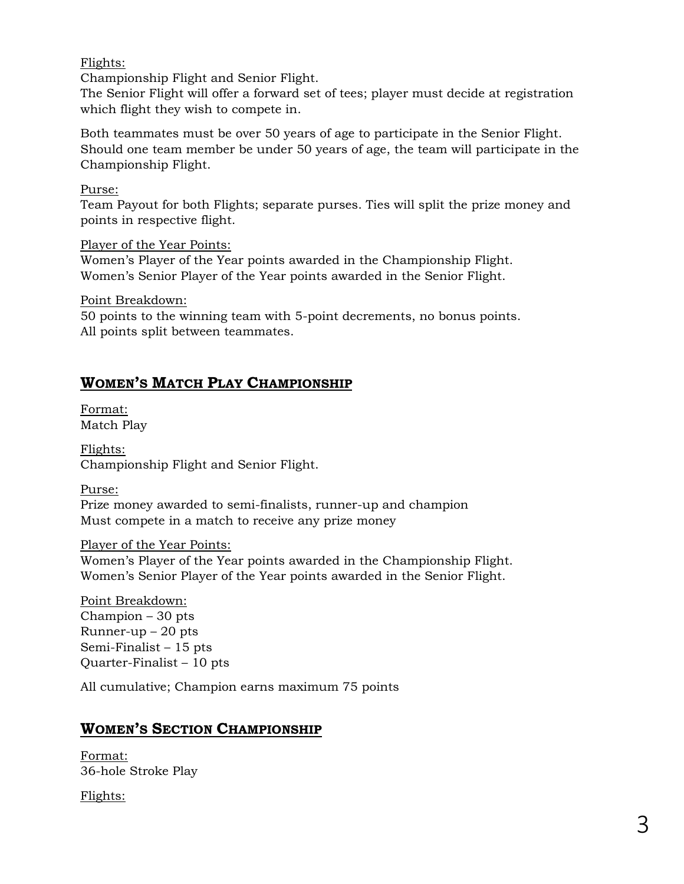Flights:
Championship Flight and Senior Flight.
The Senior Flight will offer a forward set of tees; player must decide at registration which flight they wish to compete in.

Both teammates must be over 50 years of age to participate in the Senior Flight. Should one team member be under 50 years of age, the team will participate in the Championship Flight.

Purse:
Team Payout for both Flights; separate purses. Ties will split the prize money and points in respective flight.

Player of the Year Points:
Women's Player of the Year points awarded in the Championship Flight.
Women's Senior Player of the Year points awarded in the Senior Flight.

Point Breakdown:
50 points to the winning team with 5-point decrements, no bonus points.
All points split between teammates.

## WOMEN'S MATCH PLAY CHAMPIONSHIP

Format:
Match Play

Flights:
Championship Flight and Senior Flight.

Purse:
Prize money awarded to semi-finalists, runner-up and champion
Must compete in a match to receive any prize money

Player of the Year Points:
Women's Player of the Year points awarded in the Championship Flight.
Women's Senior Player of the Year points awarded in the Senior Flight.

Point Breakdown:
Champion – 30 pts
Runner-up – 20 pts
Semi-Finalist – 15 pts
Quarter-Finalist – 10 pts

All cumulative; Champion earns maximum 75 points

## WOMEN'S SECTION CHAMPIONSHIP

Format:
36-hole Stroke Play

Flights: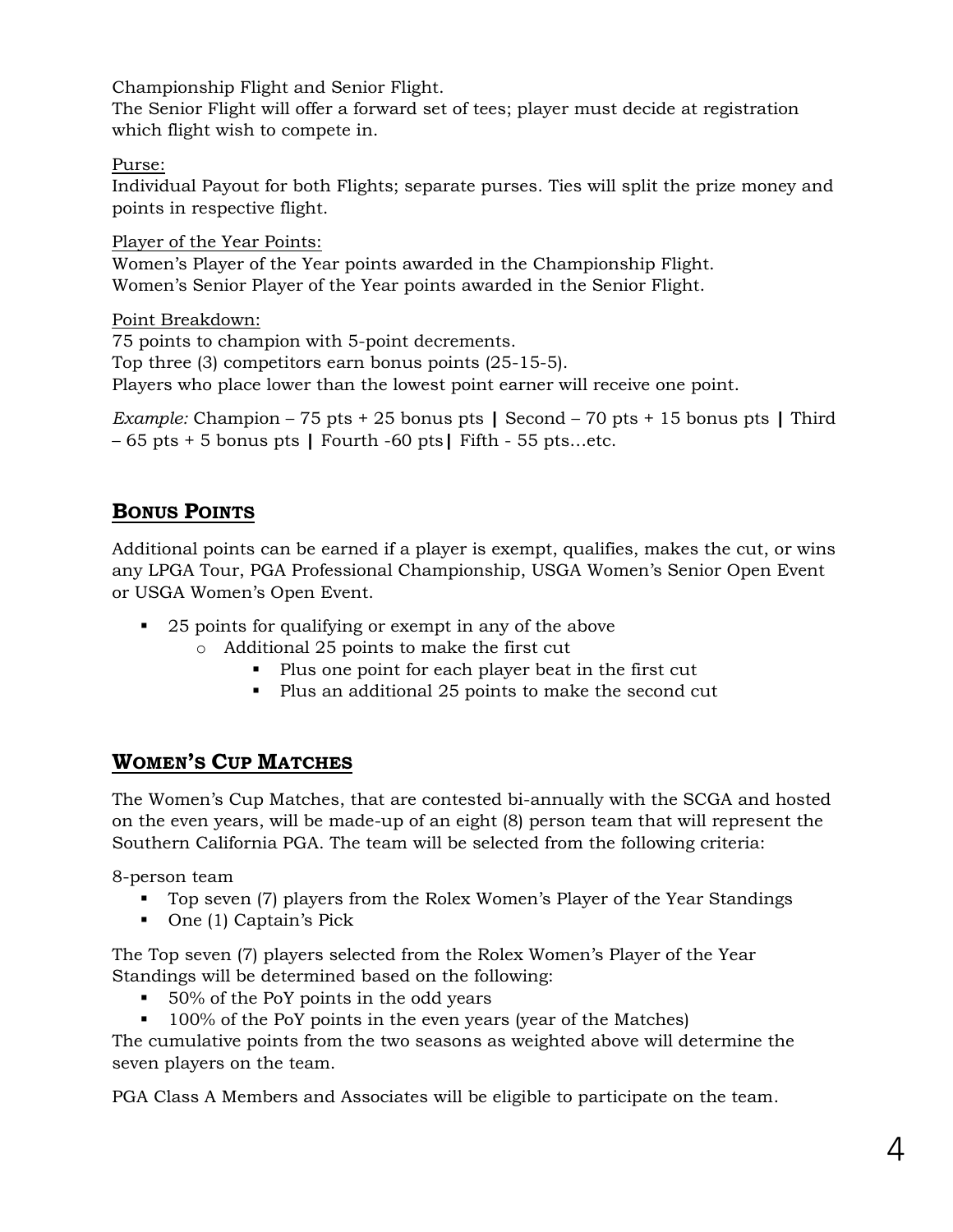Championship Flight and Senior Flight.
The Senior Flight will offer a forward set of tees; player must decide at registration which flight wish to compete in.

<u>Purse:</u>
Individual Payout for both Flights; separate purses. Ties will split the prize money and points in respective flight.

<u>Player of the Year Points:</u>
Women's Player of the Year points awarded in the Championship Flight.
Women's Senior Player of the Year points awarded in the Senior Flight.

<u>Point Breakdown:</u>
75 points to champion with 5-point decrements.
Top three (3) competitors earn bonus points (25-15-5).
Players who place lower than the lowest point earner will receive one point.

*Example:* Champion – 75 pts + 25 bonus pts **|** Second – 70 pts + 15 bonus pts **|** Third – 65 pts + 5 bonus pts **|** Fourth -60 pts**|** Fifth - 55 pts…etc.

## BONUS POINTS

Additional points can be earned if a player is exempt, qualifies, makes the cut, or wins any LPGA Tour, PGA Professional Championship, USGA Women's Senior Open Event or USGA Women's Open Event.

- 25 points for qualifying or exempt in any of the above
  - Additional 25 points to make the first cut
    - Plus one point for each player beat in the first cut
    - Plus an additional 25 points to make the second cut

## WOMEN'S CUP MATCHES

The Women's Cup Matches, that are contested bi-annually with the SCGA and hosted on the even years, will be made-up of an eight (8) person team that will represent the Southern California PGA. The team will be selected from the following criteria:

8-person team

- Top seven (7) players from the Rolex Women's Player of the Year Standings
- One (1) Captain's Pick

The Top seven (7) players selected from the Rolex Women's Player of the Year Standings will be determined based on the following:

- 50% of the PoY points in the odd years
- 100% of the PoY points in the even years (year of the Matches)

The cumulative points from the two seasons as weighted above will determine the seven players on the team.

PGA Class A Members and Associates will be eligible to participate on the team.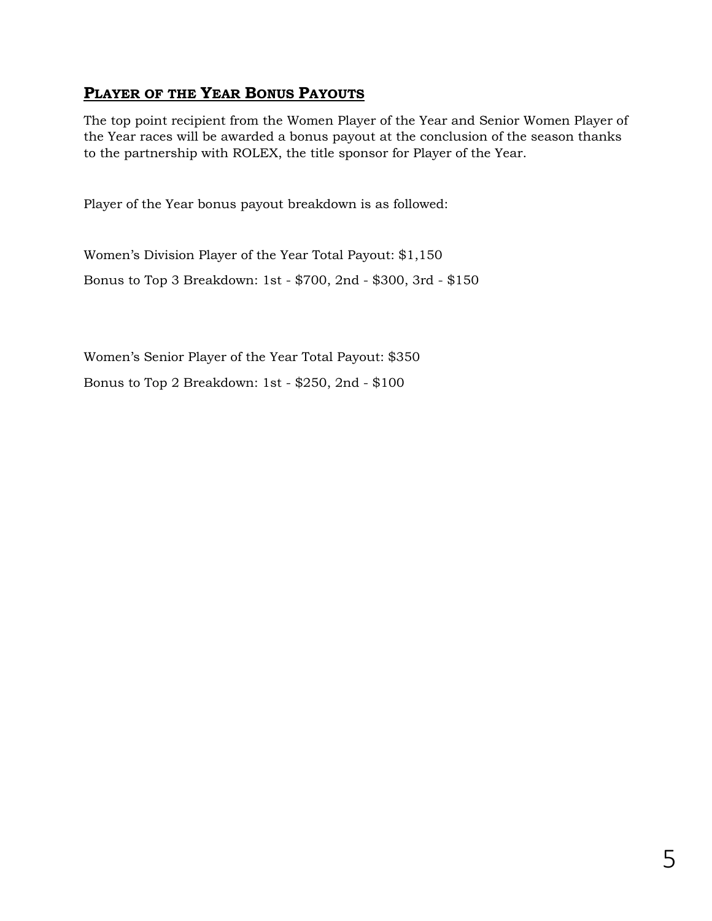## **PLAYER OF THE YEAR BONUS PAYOUTS**

The top point recipient from the Women Player of the Year and Senior Women Player of the Year races will be awarded a bonus payout at the conclusion of the season thanks to the partnership with ROLEX, the title sponsor for Player of the Year.

Player of the Year bonus payout breakdown is as followed:

Women's Division Player of the Year Total Payout: $1,150

Bonus to Top 3 Breakdown: 1st - $700, 2nd - $300, 3rd - $150

Women's Senior Player of the Year Total Payout: $350

Bonus to Top 2 Breakdown: 1st - $250, 2nd - $100